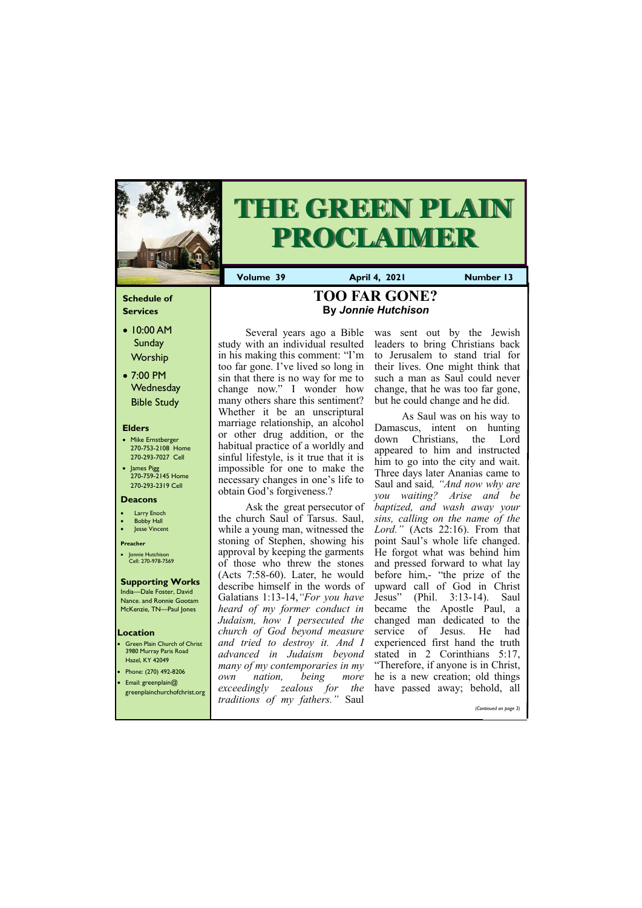# THE GREEN PLAIN PROCLAIMER

**Volume 39** **April 4, 2021** **Number 13**

## TOO FAR GONE?

**By *Jonnie Hutchison***

Several years ago a Bible study with an individual resulted in his making this comment: "I'm too far gone. I've lived so long in sin that there is no way for me to change now." I wonder how many others share this sentiment? Whether it be an unscriptural marriage relationship, an alcohol or other drug addiction, or the habitual practice of a worldly and sinful lifestyle, is it true that it is impossible for one to make the necessary changes in one's life to obtain God's forgiveness.?

Ask the great persecutor of the church Saul of Tarsus. Saul, while a young man, witnessed the stoning of Stephen, showing his approval by keeping the garments of those who threw the stones (Acts 7:58-60). Later, he would describe himself in the words of Galatians 1:13-14,*"For you have heard of my former conduct in Judaism, how I persecuted the church of God beyond measure and tried to destroy it. And I advanced in Judaism beyond many of my contemporaries in my own nation, being more exceedingly zealous for the traditions of my fathers."* Saul was sent out by the Jewish leaders to bring Christians back to Jerusalem to stand trial for their lives. One might think that such a man as Saul could never change, that he was too far gone, but he could change and he did.

As Saul was on his way to Damascus, intent on hunting down Christians, the Lord appeared to him and instructed him to go into the city and wait. Three days later Ananias came to Saul and said*, "And now why are you waiting? Arise and be baptized, and wash away your sins, calling on the name of the Lord."* (Acts 22:16). From that point Saul's whole life changed. He forgot what was behind him and pressed forward to what lay before him,- "the prize of the upward call of God in Christ Jesus" (Phil. 3:13-14). Saul became the Apostle Paul, a changed man dedicated to the service of Jesus. He had experienced first hand the truth stated in 2 Corinthians 5:17, "Therefore, if anyone is in Christ, he is a new creation; old things have passed away; behold, all

*(Continued on page 3)*

### Schedule of Services

- 10:00 AM Sunday Worship
- 7:00 PM Wednesday Bible Study

### Elders

- Mike Ernstberger 270-753-2108 Home 270-293-7027 Cell
- James Pigg 270-759-2145 Home 270-293-2319 Cell

### Deacons

- Larry Enoch
- Bobby Hall
- Jesse Vincent

### Preacher

- Jonnie Hutchison Cell: 270-978-7569

### Supporting Works

India—Dale Foster, David Nance. and Ronnie Gootam McKenzie, TN—Paul Jones

### Location

- Green Plain Church of Christ 3980 Murray Paris Road Hazel, KY 42049
- Phone: (270) 492-8206
- Email: greenplain@ greenplainchurchofchrist.org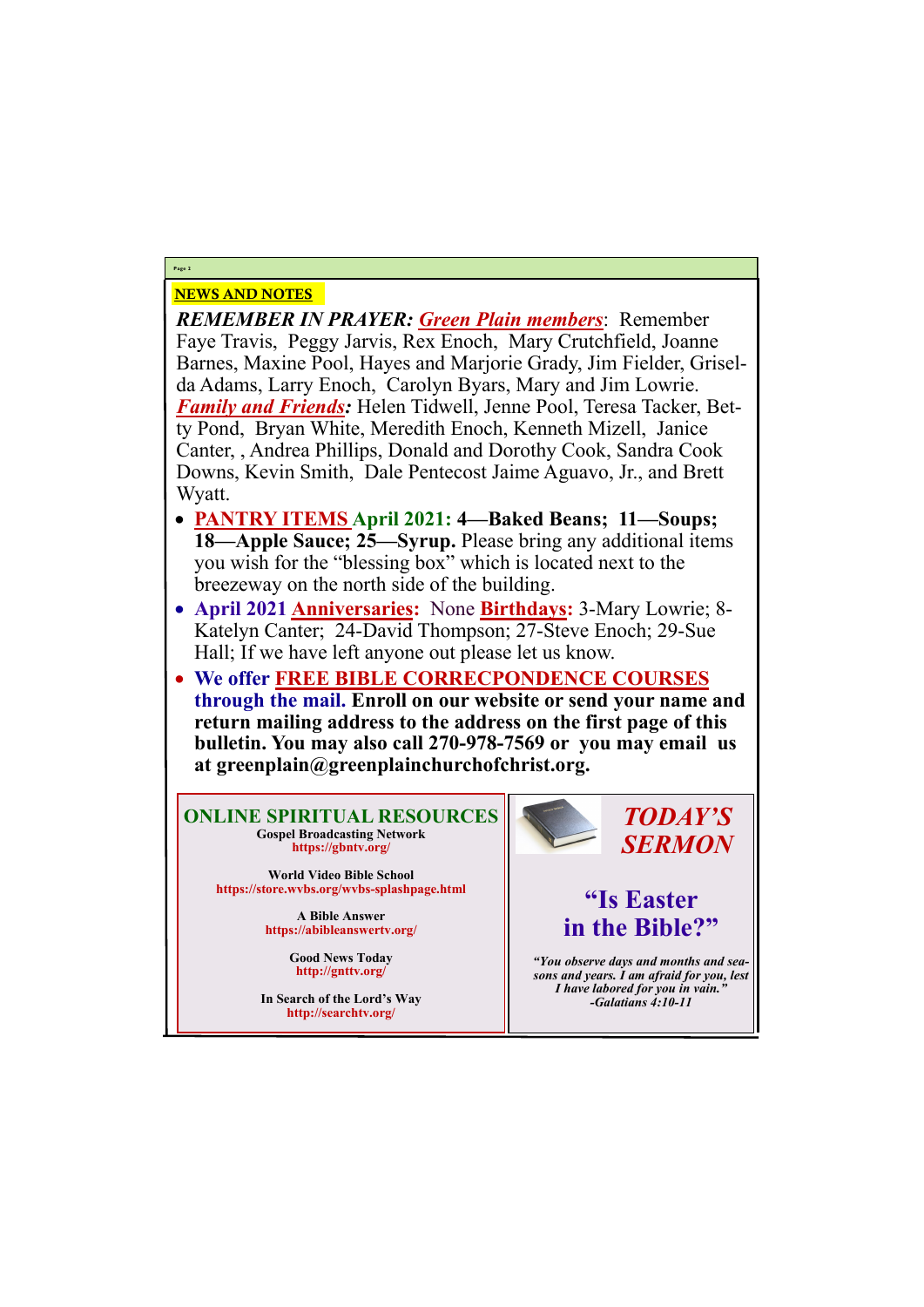## NEWS AND NOTES

***REMEMBER IN PRAYER:*** ***Green Plain members***: Remember Faye Travis, Peggy Jarvis, Rex Enoch, Mary Crutchfield, Joanne Barnes, Maxine Pool, Hayes and Marjorie Grady, Jim Fielder, Griselda Adams, Larry Enoch, Carolyn Byars, Mary and Jim Lowrie. ***Family and Friends:*** Helen Tidwell, Jenne Pool, Teresa Tacker, Betty Pond, Bryan White, Meredith Enoch, Kenneth Mizell, Janice Canter, , Andrea Phillips, Donald and Dorothy Cook, Sandra Cook Downs, Kevin Smith, Dale Pentecost Jaime Aguavo, Jr., and Brett Wyatt.

- **PANTRY ITEMS April 2021: 4—Baked Beans; 11—Soups; 18—Apple Sauce; 25—Syrup.** Please bring any additional items you wish for the "blessing box" which is located next to the breezeway on the north side of the building.
- **April 2021 Anniversaries:** None **Birthdays:** 3-Mary Lowrie; 8-Katelyn Canter; 24-David Thompson; 27-Steve Enoch; 29-Sue Hall; If we have left anyone out please let us know.
- **We offer FREE BIBLE CORRECPONDENCE COURSES through the mail. Enroll on our website or send your name and return mailing address to the address on the first page of this bulletin. You may also call 270-978-7569 or you may email us at greenplain@greenplainchurchofchrist.org.**

### ONLINE SPIRITUAL RESOURCES

**Gospel Broadcasting Network**
https://gbntv.org/

**World Video Bible School**
https://store.wvbs.org/wvbs-splashpage.html

**A Bible Answer**
https://abibleanswertv.org/

**Good News Today**
http://gnttv.org/

**In Search of the Lord's Way**
http://searchtv.org/

### *TODAY'S SERMON*

## "Is Easter in the Bible?"

***"You observe days and months and seasons and years. I am afraid for you, lest I have labored for you in vain." -Galatians 4:10-11***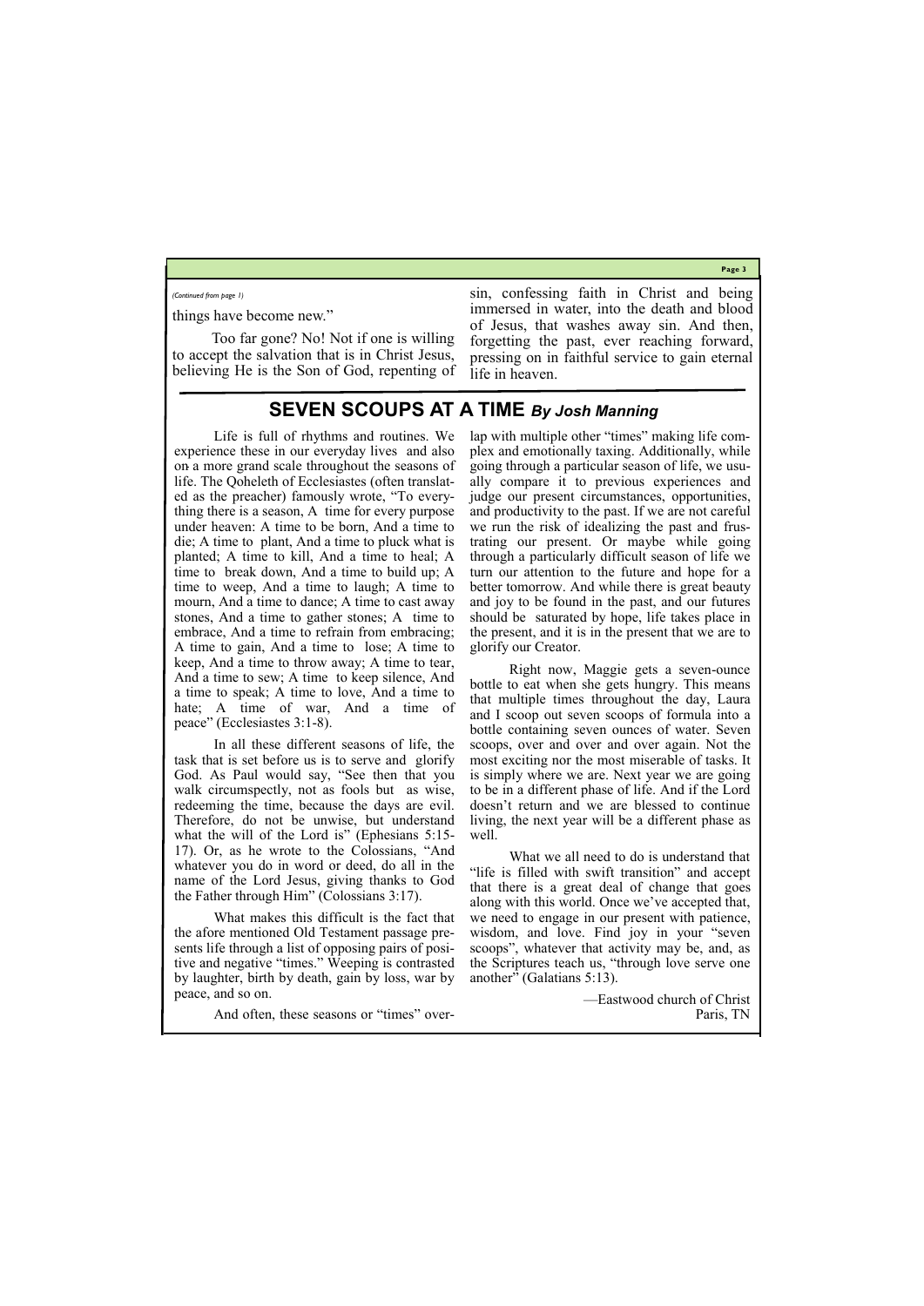*(Continued from page 1)*

things have become new."

Too far gone? No! Not if one is willing to accept the salvation that is in Christ Jesus, believing He is the Son of God, repenting of sin, confessing faith in Christ and being immersed in water, into the death and blood of Jesus, that washes away sin. And then, forgetting the past, ever reaching forward, pressing on in faithful service to gain eternal life in heaven.

## SEVEN SCOUPS AT A TIME *By Josh Manning*

Life is full of rhythms and routines. We experience these in our everyday lives and also on a more grand scale throughout the seasons of life. The Qoheleth of Ecclesiastes (often translated as the preacher) famously wrote, "To everything there is a season, A time for every purpose under heaven: A time to be born, And a time to die; A time to plant, And a time to pluck what is planted; A time to kill, And a time to heal; A time to break down, And a time to build up; A time to weep, And a time to laugh; A time to mourn, And a time to dance; A time to cast away stones, And a time to gather stones; A time to embrace, And a time to refrain from embracing; A time to gain, And a time to lose; A time to keep, And a time to throw away; A time to tear, And a time to sew; A time to keep silence, And a time to speak; A time to love, And a time to hate; A time of war, And a time of peace" (Ecclesiastes 3:1-8).

In all these different seasons of life, the task that is set before us is to serve and glorify God. As Paul would say, "See then that you walk circumspectly, not as fools but as wise, redeeming the time, because the days are evil. Therefore, do not be unwise, but understand what the will of the Lord is" (Ephesians 5:15-17). Or, as he wrote to the Colossians, "And whatever you do in word or deed, do all in the name of the Lord Jesus, giving thanks to God the Father through Him" (Colossians 3:17).

What makes this difficult is the fact that the afore mentioned Old Testament passage presents life through a list of opposing pairs of positive and negative "times." Weeping is contrasted by laughter, birth by death, gain by loss, war by peace, and so on.

And often, these seasons or "times" overlap with multiple other "times" making life complex and emotionally taxing. Additionally, while going through a particular season of life, we usually compare it to previous experiences and judge our present circumstances, opportunities, and productivity to the past. If we are not careful we run the risk of idealizing the past and frustrating our present. Or maybe while going through a particularly difficult season of life we turn our attention to the future and hope for a better tomorrow. And while there is great beauty and joy to be found in the past, and our futures should be saturated by hope, life takes place in the present, and it is in the present that we are to glorify our Creator.

Right now, Maggie gets a seven-ounce bottle to eat when she gets hungry. This means that multiple times throughout the day, Laura and I scoop out seven scoops of formula into a bottle containing seven ounces of water. Seven scoops, over and over and over again. Not the most exciting nor the most miserable of tasks. It is simply where we are. Next year we are going to be in a different phase of life. And if the Lord doesn't return and we are blessed to continue living, the next year will be a different phase as well.

What we all need to do is understand that "life is filled with swift transition" and accept that there is a great deal of change that goes along with this world. Once we've accepted that, we need to engage in our present with patience, wisdom, and love. Find joy in your "seven scoops", whatever that activity may be, and, as the Scriptures teach us, "through love serve one another" (Galatians 5:13).

—Eastwood church of Christ
Paris, TN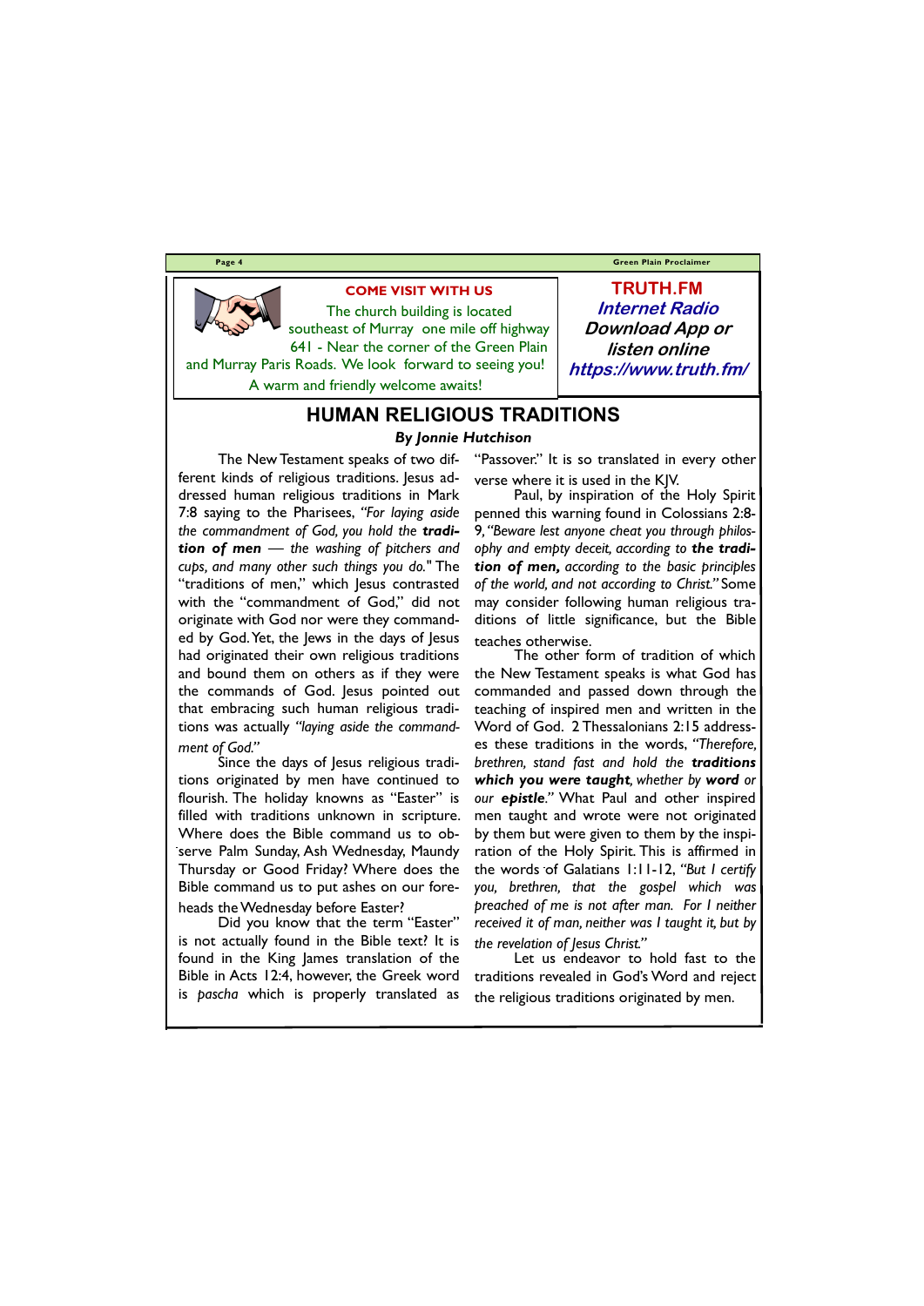**COME VISIT WITH US**

The church building is located southeast of Murray one mile off highway 641 - Near the corner of the Green Plain and Murray Paris Roads. We look forward to seeing you! A warm and friendly welcome awaits!

**TRUTH.FM**
***Internet Radio***
***Download App or listen online***
***https://www.truth.fm/***

# HUMAN RELIGIOUS TRADITIONS

***By Jonnie Hutchison***

The New Testament speaks of two different kinds of religious traditions. Jesus addressed human religious traditions in Mark 7:8 saying to the Pharisees, *"For laying aside the commandment of God, you hold the **tradition of men** — the washing of pitchers and cups, and many other such things you do."* The "traditions of men," which Jesus contrasted with the "commandment of God," did not originate with God nor were they commanded by God. Yet, the Jews in the days of Jesus had originated their own religious traditions and bound them on others as if they were the commands of God. Jesus pointed out that embracing such human religious traditions was actually *"laying aside the commandment of God."*

Since the days of Jesus religious traditions originated by men have continued to flourish. The holiday knowns as "Easter" is filled with traditions unknown in scripture. Where does the Bible command us to observe Palm Sunday, Ash Wednesday, Maundy Thursday or Good Friday? Where does the Bible command us to put ashes on our foreheads the Wednesday before Easter?

Did you know that the term "Easter" is not actually found in the Bible text? It is found in the King James translation of the Bible in Acts 12:4, however, the Greek word is *pascha* which is properly translated as "Passover." It is so translated in every other verse where it is used in the KJV.

Paul, by inspiration of the Holy Spirit penned this warning found in Colossians 2:8-9, *"Beware lest anyone cheat you through philosophy and empty deceit, according to **the tradition of men,** according to the basic principles of the world, and not according to Christ."* Some may consider following human religious traditions of little significance, but the Bible teaches otherwise.

The other form of tradition of which the New Testament speaks is what God has commanded and passed down through the teaching of inspired men and written in the Word of God. 2 Thessalonians 2:15 addresses these traditions in the words, *"Therefore, brethren, stand fast and hold the **traditions which you were taught**, whether by **word** or our **epistle**."* What Paul and other inspired men taught and wrote were not originated by them but were given to them by the inspiration of the Holy Spirit. This is affirmed in the words of Galatians 1:11-12, *"But I certify you, brethren, that the gospel which was preached of me is not after man. For I neither received it of man, neither was I taught it, but by the revelation of Jesus Christ."*

Let us endeavor to hold fast to the traditions revealed in God's Word and reject the religious traditions originated by men.